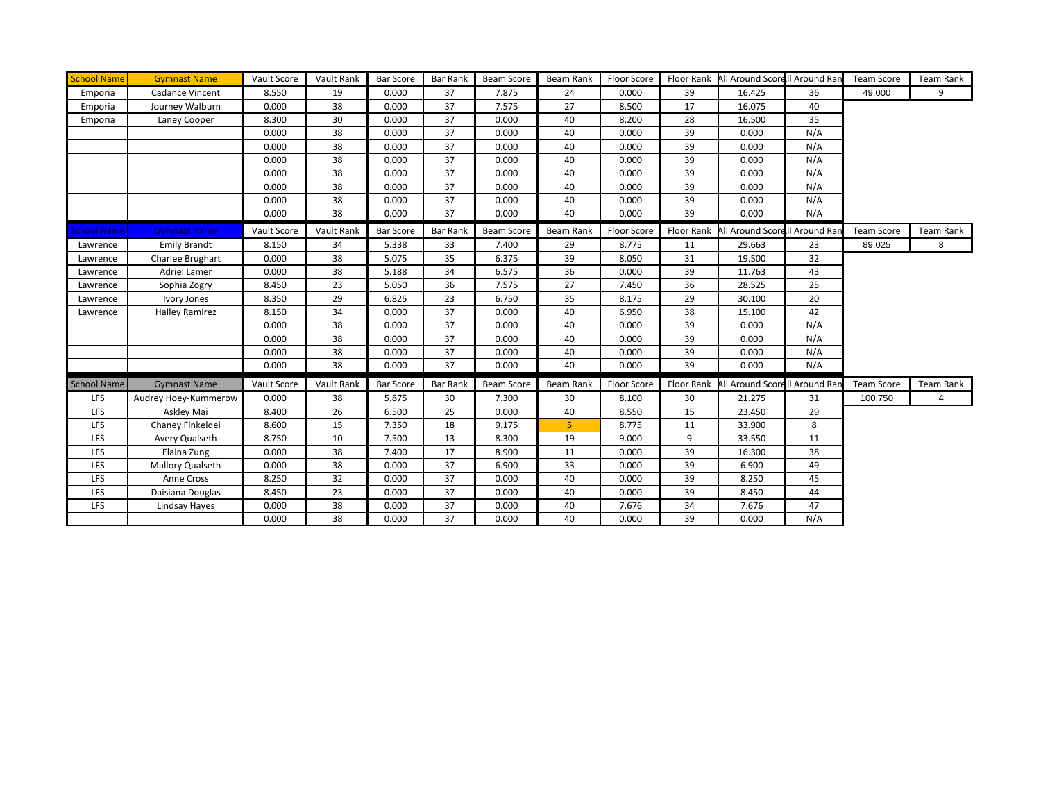| School Name | Gymnast Name | Vault Score | Vault Rank | Bar Score | Bar Rank | Beam Score | Beam Rank | Floor Score | Floor Rank | All Around Score | All Around Rank | Team Score | Team Rank |
|---|---|---|---|---|---|---|---|---|---|---|---|---|---|
| Emporia | Cadance Vincent | 8.550 | 19 | 0.000 | 37 | 7.875 | 24 | 0.000 | 39 | 16.425 | 36 | 49.000 | 9 |
| Emporia | Journey Walburn | 0.000 | 38 | 0.000 | 37 | 7.575 | 27 | 8.500 | 17 | 16.075 | 40 | | |
| Emporia | Laney Cooper | 8.300 | 30 | 0.000 | 37 | 0.000 | 40 | 8.200 | 28 | 16.500 | 35 | | |
| | | 0.000 | 38 | 0.000 | 37 | 0.000 | 40 | 0.000 | 39 | 0.000 | N/A | | |
| | | 0.000 | 38 | 0.000 | 37 | 0.000 | 40 | 0.000 | 39 | 0.000 | N/A | | |
| | | 0.000 | 38 | 0.000 | 37 | 0.000 | 40 | 0.000 | 39 | 0.000 | N/A | | |
| | | 0.000 | 38 | 0.000 | 37 | 0.000 | 40 | 0.000 | 39 | 0.000 | N/A | | |
| | | 0.000 | 38 | 0.000 | 37 | 0.000 | 40 | 0.000 | 39 | 0.000 | N/A | | |
| | | 0.000 | 38 | 0.000 | 37 | 0.000 | 40 | 0.000 | 39 | 0.000 | N/A | | |
| | | 0.000 | 38 | 0.000 | 37 | 0.000 | 40 | 0.000 | 39 | 0.000 | N/A | | |

| School Name | Gymnast Name | Vault Score | Vault Rank | Bar Score | Bar Rank | Beam Score | Beam Rank | Floor Score | Floor Rank | All Around Score | All Around Rank | Team Score | Team Rank |
|---|---|---|---|---|---|---|---|---|---|---|---|---|---|
| Lawrence | Emily Brandt | 8.150 | 34 | 5.338 | 33 | 7.400 | 29 | 8.775 | 11 | 29.663 | 23 | 89.025 | 8 |
| Lawrence | Charlee Brughart | 0.000 | 38 | 5.075 | 35 | 6.375 | 39 | 8.050 | 31 | 19.500 | 32 | | |
| Lawrence | Adriel Lamer | 0.000 | 38 | 5.188 | 34 | 6.575 | 36 | 0.000 | 39 | 11.763 | 43 | | |
| Lawrence | Sophia Zogry | 8.450 | 23 | 5.050 | 36 | 7.575 | 27 | 7.450 | 36 | 28.525 | 25 | | |
| Lawrence | Ivory Jones | 8.350 | 29 | 6.825 | 23 | 6.750 | 35 | 8.175 | 29 | 30.100 | 20 | | |
| Lawrence | Hailey Ramirez | 8.150 | 34 | 0.000 | 37 | 0.000 | 40 | 6.950 | 38 | 15.100 | 42 | | |
| | | 0.000 | 38 | 0.000 | 37 | 0.000 | 40 | 0.000 | 39 | 0.000 | N/A | | |
| | | 0.000 | 38 | 0.000 | 37 | 0.000 | 40 | 0.000 | 39 | 0.000 | N/A | | |
| | | 0.000 | 38 | 0.000 | 37 | 0.000 | 40 | 0.000 | 39 | 0.000 | N/A | | |
| | | 0.000 | 38 | 0.000 | 37 | 0.000 | 40 | 0.000 | 39 | 0.000 | N/A | | |

| School Name | Gymnast Name | Vault Score | Vault Rank | Bar Score | Bar Rank | Beam Score | Beam Rank | Floor Score | Floor Rank | All Around Score | All Around Rank | Team Score | Team Rank |
|---|---|---|---|---|---|---|---|---|---|---|---|---|---|
| LFS | Audrey Hoey-Kummerow | 0.000 | 38 | 5.875 | 30 | 7.300 | 30 | 8.100 | 30 | 21.275 | 31 | 100.750 | 4 |
| LFS | Askley Mai | 8.400 | 26 | 6.500 | 25 | 0.000 | 40 | 8.550 | 15 | 23.450 | 29 | | |
| LFS | Chaney Finkeldei | 8.600 | 15 | 7.350 | 18 | 9.175 | 5 | 8.775 | 11 | 33.900 | 8 | | |
| LFS | Avery Qualseth | 8.750 | 10 | 7.500 | 13 | 8.300 | 19 | 9.000 | 9 | 33.550 | 11 | | |
| LFS | Elaina Zung | 0.000 | 38 | 7.400 | 17 | 8.900 | 11 | 0.000 | 39 | 16.300 | 38 | | |
| LFS | Mallory Qualseth | 0.000 | 38 | 0.000 | 37 | 6.900 | 33 | 0.000 | 39 | 6.900 | 49 | | |
| LFS | Anne Cross | 8.250 | 32 | 0.000 | 37 | 0.000 | 40 | 0.000 | 39 | 8.250 | 45 | | |
| LFS | Daisiana Douglas | 8.450 | 23 | 0.000 | 37 | 0.000 | 40 | 0.000 | 39 | 8.450 | 44 | | |
| LFS | Lindsay Hayes | 0.000 | 38 | 0.000 | 37 | 0.000 | 40 | 7.676 | 34 | 7.676 | 47 | | |
| | | 0.000 | 38 | 0.000 | 37 | 0.000 | 40 | 0.000 | 39 | 0.000 | N/A | | |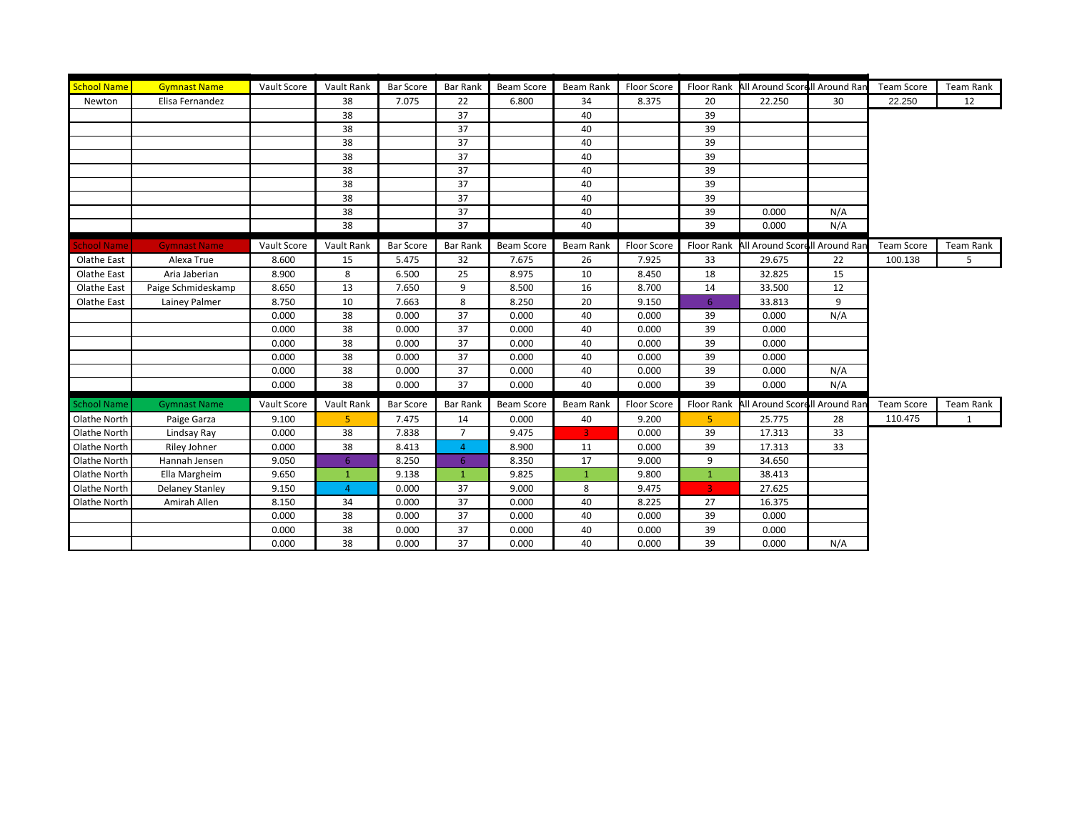| School Name | Gymnast Name | Vault Score | Vault Rank | Bar Score | Bar Rank | Beam Score | Beam Rank | Floor Score | Floor Rank | All Around Score | All Around Rank | Team Score | Team Rank |
|---|---|---|---|---|---|---|---|---|---|---|---|---|---|
| Newton | Elisa Fernandez | | 38 | 7.075 | 22 | 6.800 | 34 | 8.375 | 20 | 22.250 | 30 | 22.250 | 12 |
| | | | 38 | | 37 | | 40 | | 39 | | | | |
| | | | 38 | | 37 | | 40 | | 39 | | | | |
| | | | 38 | | 37 | | 40 | | 39 | | | | |
| | | | 38 | | 37 | | 40 | | 39 | | | | |
| | | | 38 | | 37 | | 40 | | 39 | | | | |
| | | | 38 | | 37 | | 40 | | 39 | | | | |
| | | | 38 | | 37 | | 40 | | 39 | | | | |
| | | | 38 | | 37 | | 40 | | 39 | 0.000 | N/A | | |
| | | | 38 | | 37 | | 40 | | 39 | 0.000 | N/A | | |

| School Name | Gymnast Name | Vault Score | Vault Rank | Bar Score | Bar Rank | Beam Score | Beam Rank | Floor Score | Floor Rank | All Around Score | All Around Rank | Team Score | Team Rank |
|---|---|---|---|---|---|---|---|---|---|---|---|---|---|
| Olathe East | Alexa True | 8.600 | 15 | 5.475 | 32 | 7.675 | 26 | 7.925 | 33 | 29.675 | 22 | 100.138 | 5 |
| Olathe East | Aria Jaberian | 8.900 | 8 | 6.500 | 25 | 8.975 | 10 | 8.450 | 18 | 32.825 | 15 | | |
| Olathe East | Paige Schmideskamp | 8.650 | 13 | 7.650 | 9 | 8.500 | 16 | 8.700 | 14 | 33.500 | 12 | | |
| Olathe East | Lainey Palmer | 8.750 | 10 | 7.663 | 8 | 8.250 | 20 | 9.150 | 6 | 33.813 | 9 | | |
| | | 0.000 | 38 | 0.000 | 37 | 0.000 | 40 | 0.000 | 39 | 0.000 | N/A | | |
| | | 0.000 | 38 | 0.000 | 37 | 0.000 | 40 | 0.000 | 39 | 0.000 | | | |
| | | 0.000 | 38 | 0.000 | 37 | 0.000 | 40 | 0.000 | 39 | 0.000 | | | |
| | | 0.000 | 38 | 0.000 | 37 | 0.000 | 40 | 0.000 | 39 | 0.000 | | | |
| | | 0.000 | 38 | 0.000 | 37 | 0.000 | 40 | 0.000 | 39 | 0.000 | N/A | | |
| | | 0.000 | 38 | 0.000 | 37 | 0.000 | 40 | 0.000 | 39 | 0.000 | N/A | | |

| School Name | Gymnast Name | Vault Score | Vault Rank | Bar Score | Bar Rank | Beam Score | Beam Rank | Floor Score | Floor Rank | All Around Score | All Around Rank | Team Score | Team Rank |
|---|---|---|---|---|---|---|---|---|---|---|---|---|---|
| Olathe North | Paige Garza | 9.100 | 5 | 7.475 | 14 | 0.000 | 40 | 9.200 | 5 | 25.775 | 28 | 110.475 | 1 |
| Olathe North | Lindsay Ray | 0.000 | 38 | 7.838 | 7 | 9.475 | 3 | 0.000 | 39 | 17.313 | 33 | | |
| Olathe North | Riley Johner | 0.000 | 38 | 8.413 | 4 | 8.900 | 11 | 0.000 | 39 | 17.313 | 33 | | |
| Olathe North | Hannah Jensen | 9.050 | 6 | 8.250 | 6 | 8.350 | 17 | 9.000 | 9 | 34.650 | | | |
| Olathe North | Ella Margheim | 9.650 | 1 | 9.138 | 1 | 9.825 | 1 | 9.800 | 1 | 38.413 | | | |
| Olathe North | Delaney Stanley | 9.150 | 4 | 0.000 | 37 | 9.000 | 8 | 9.475 | 3 | 27.625 | | | |
| Olathe North | Amirah Allen | 8.150 | 34 | 0.000 | 37 | 0.000 | 40 | 8.225 | 27 | 16.375 | | | |
| | | 0.000 | 38 | 0.000 | 37 | 0.000 | 40 | 0.000 | 39 | 0.000 | | | |
| | | 0.000 | 38 | 0.000 | 37 | 0.000 | 40 | 0.000 | 39 | 0.000 | | | |
| | | 0.000 | 38 | 0.000 | 37 | 0.000 | 40 | 0.000 | 39 | 0.000 | N/A | | |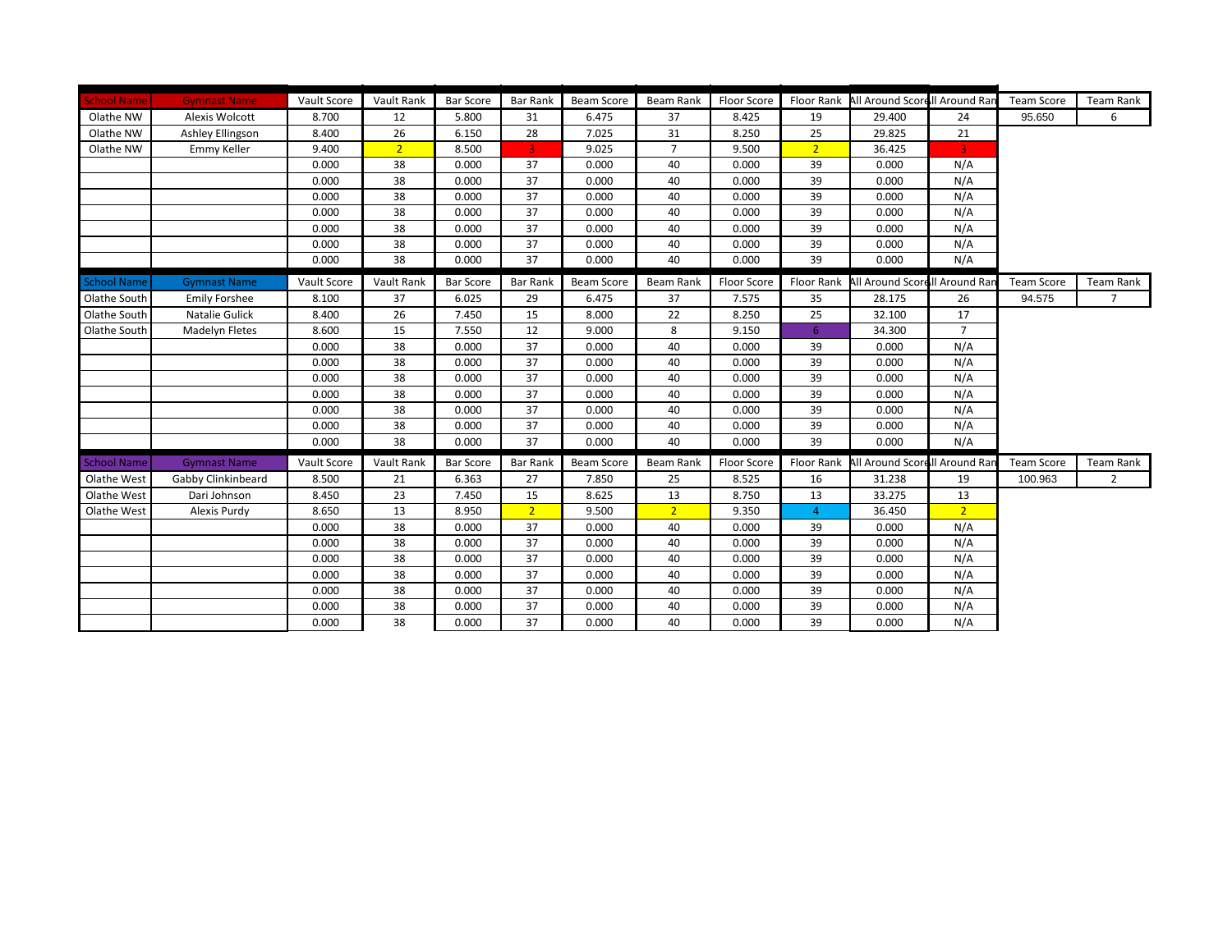| School Name | Gymnast Name | Vault Score | Vault Rank | Bar Score | Bar Rank | Beam Score | Beam Rank | Floor Score | Floor Rank | All Around Score | All Around Rank | Team Score | Team Rank |
|---|---|---|---|---|---|---|---|---|---|---|---|---|---|
| Olathe NW | Alexis Wolcott | 8.700 | 12 | 5.800 | 31 | 6.475 | 37 | 8.425 | 19 | 29.400 | 24 | 95.650 | 6 |
| Olathe NW | Ashley Ellingson | 8.400 | 26 | 6.150 | 28 | 7.025 | 31 | 8.250 | 25 | 29.825 | 21 | | |
| Olathe NW | Emmy Keller | 9.400 | 2 | 8.500 | 3 | 9.025 | 7 | 9.500 | 2 | 36.425 | 3 | | |
| | | 0.000 | 38 | 0.000 | 37 | 0.000 | 40 | 0.000 | 39 | 0.000 | N/A | | |
| | | 0.000 | 38 | 0.000 | 37 | 0.000 | 40 | 0.000 | 39 | 0.000 | N/A | | |
| | | 0.000 | 38 | 0.000 | 37 | 0.000 | 40 | 0.000 | 39 | 0.000 | N/A | | |
| | | 0.000 | 38 | 0.000 | 37 | 0.000 | 40 | 0.000 | 39 | 0.000 | N/A | | |
| | | 0.000 | 38 | 0.000 | 37 | 0.000 | 40 | 0.000 | 39 | 0.000 | N/A | | |
| | | 0.000 | 38 | 0.000 | 37 | 0.000 | 40 | 0.000 | 39 | 0.000 | N/A | | |
| | | 0.000 | 38 | 0.000 | 37 | 0.000 | 40 | 0.000 | 39 | 0.000 | N/A | | |

| School Name | Gymnast Name | Vault Score | Vault Rank | Bar Score | Bar Rank | Beam Score | Beam Rank | Floor Score | Floor Rank | All Around Score | All Around Rank | Team Score | Team Rank |
|---|---|---|---|---|---|---|---|---|---|---|---|---|---|
| Olathe South | Emily Forshee | 8.100 | 37 | 6.025 | 29 | 6.475 | 37 | 7.575 | 35 | 28.175 | 26 | 94.575 | 7 |
| Olathe South | Natalie Gulick | 8.400 | 26 | 7.450 | 15 | 8.000 | 22 | 8.250 | 25 | 32.100 | 17 | | |
| Olathe South | Madelyn Fletes | 8.600 | 15 | 7.550 | 12 | 9.000 | 8 | 9.150 | 6 | 34.300 | 7 | | |
| | | 0.000 | 38 | 0.000 | 37 | 0.000 | 40 | 0.000 | 39 | 0.000 | N/A | | |
| | | 0.000 | 38 | 0.000 | 37 | 0.000 | 40 | 0.000 | 39 | 0.000 | N/A | | |
| | | 0.000 | 38 | 0.000 | 37 | 0.000 | 40 | 0.000 | 39 | 0.000 | N/A | | |
| | | 0.000 | 38 | 0.000 | 37 | 0.000 | 40 | 0.000 | 39 | 0.000 | N/A | | |
| | | 0.000 | 38 | 0.000 | 37 | 0.000 | 40 | 0.000 | 39 | 0.000 | N/A | | |
| | | 0.000 | 38 | 0.000 | 37 | 0.000 | 40 | 0.000 | 39 | 0.000 | N/A | | |
| | | 0.000 | 38 | 0.000 | 37 | 0.000 | 40 | 0.000 | 39 | 0.000 | N/A | | |

| School Name | Gymnast Name | Vault Score | Vault Rank | Bar Score | Bar Rank | Beam Score | Beam Rank | Floor Score | Floor Rank | All Around Score | All Around Rank | Team Score | Team Rank |
|---|---|---|---|---|---|---|---|---|---|---|---|---|---|
| Olathe West | Gabby Clinkinbeard | 8.500 | 21 | 6.363 | 27 | 7.850 | 25 | 8.525 | 16 | 31.238 | 19 | 100.963 | 2 |
| Olathe West | Dari Johnson | 8.450 | 23 | 7.450 | 15 | 8.625 | 13 | 8.750 | 13 | 33.275 | 13 | | |
| Olathe West | Alexis Purdy | 8.650 | 13 | 8.950 | 2 | 9.500 | 2 | 9.350 | 4 | 36.450 | 2 | | |
| | | 0.000 | 38 | 0.000 | 37 | 0.000 | 40 | 0.000 | 39 | 0.000 | N/A | | |
| | | 0.000 | 38 | 0.000 | 37 | 0.000 | 40 | 0.000 | 39 | 0.000 | N/A | | |
| | | 0.000 | 38 | 0.000 | 37 | 0.000 | 40 | 0.000 | 39 | 0.000 | N/A | | |
| | | 0.000 | 38 | 0.000 | 37 | 0.000 | 40 | 0.000 | 39 | 0.000 | N/A | | |
| | | 0.000 | 38 | 0.000 | 37 | 0.000 | 40 | 0.000 | 39 | 0.000 | N/A | | |
| | | 0.000 | 38 | 0.000 | 37 | 0.000 | 40 | 0.000 | 39 | 0.000 | N/A | | |
| | | 0.000 | 38 | 0.000 | 37 | 0.000 | 40 | 0.000 | 39 | 0.000 | N/A | | |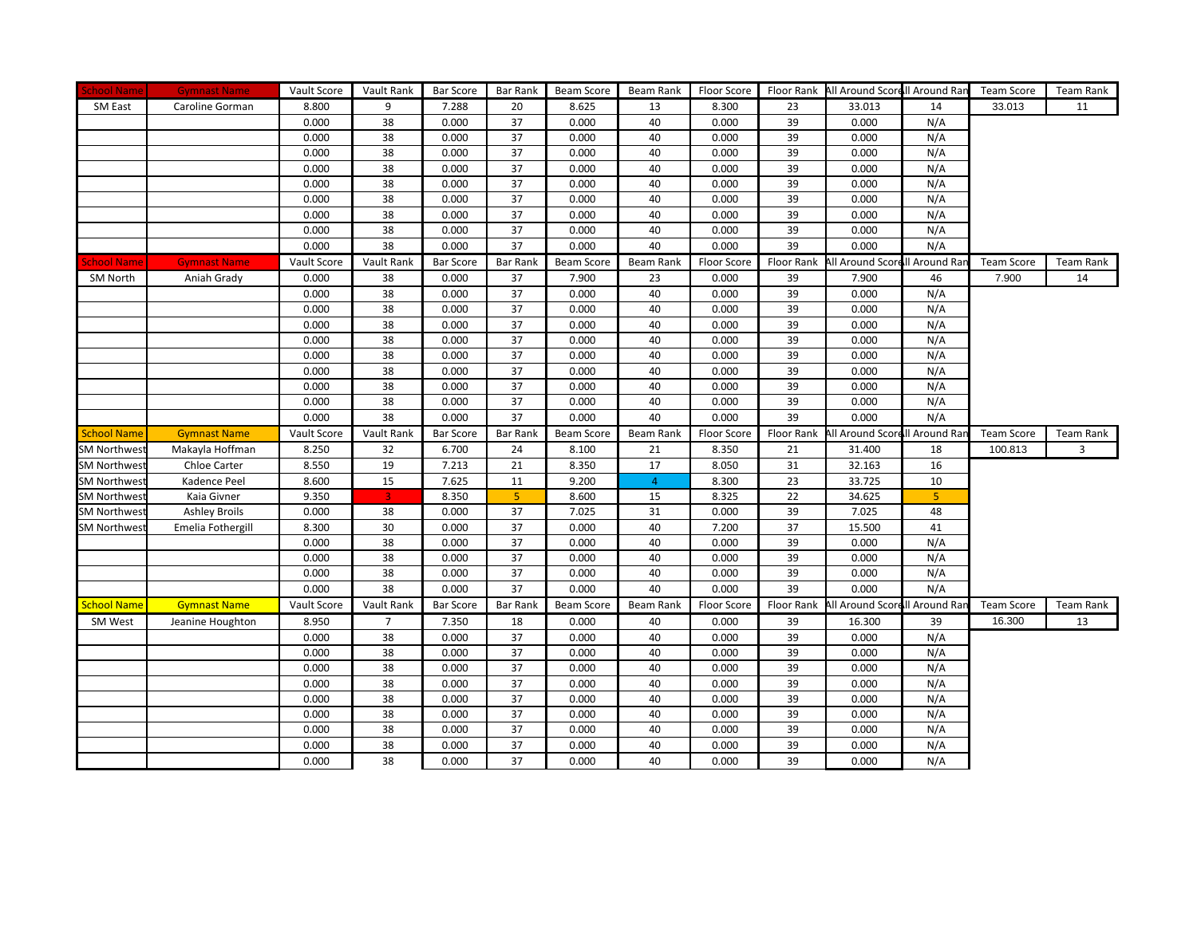| School Name | Gymnast Name | Vault Score | Vault Rank | Bar Score | Bar Rank | Beam Score | Beam Rank | Floor Score | Floor Rank | All Around Score | All Around Rank | Team Score | Team Rank |
|---|---|---|---|---|---|---|---|---|---|---|---|---|---|
| SM East | Caroline Gorman | 8.800 | 9 | 7.288 | 20 | 8.625 | 13 | 8.300 | 23 | 33.013 | 14 | 33.013 | 11 |
| | | 0.000 | 38 | 0.000 | 37 | 0.000 | 40 | 0.000 | 39 | 0.000 | N/A | | |
| | | 0.000 | 38 | 0.000 | 37 | 0.000 | 40 | 0.000 | 39 | 0.000 | N/A | | |
| | | 0.000 | 38 | 0.000 | 37 | 0.000 | 40 | 0.000 | 39 | 0.000 | N/A | | |
| | | 0.000 | 38 | 0.000 | 37 | 0.000 | 40 | 0.000 | 39 | 0.000 | N/A | | |
| | | 0.000 | 38 | 0.000 | 37 | 0.000 | 40 | 0.000 | 39 | 0.000 | N/A | | |
| | | 0.000 | 38 | 0.000 | 37 | 0.000 | 40 | 0.000 | 39 | 0.000 | N/A | | |
| | | 0.000 | 38 | 0.000 | 37 | 0.000 | 40 | 0.000 | 39 | 0.000 | N/A | | |
| | | 0.000 | 38 | 0.000 | 37 | 0.000 | 40 | 0.000 | 39 | 0.000 | N/A | | |
| | | 0.000 | 38 | 0.000 | 37 | 0.000 | 40 | 0.000 | 39 | 0.000 | N/A | | |

| School Name | Gymnast Name | Vault Score | Vault Rank | Bar Score | Bar Rank | Beam Score | Beam Rank | Floor Score | Floor Rank | All Around Score | All Around Rank | Team Score | Team Rank |
|---|---|---|---|---|---|---|---|---|---|---|---|---|---|
| SM North | Aniah Grady | 0.000 | 38 | 0.000 | 37 | 7.900 | 23 | 0.000 | 39 | 7.900 | 46 | 7.900 | 14 |
| | | 0.000 | 38 | 0.000 | 37 | 0.000 | 40 | 0.000 | 39 | 0.000 | N/A | | |
| | | 0.000 | 38 | 0.000 | 37 | 0.000 | 40 | 0.000 | 39 | 0.000 | N/A | | |
| | | 0.000 | 38 | 0.000 | 37 | 0.000 | 40 | 0.000 | 39 | 0.000 | N/A | | |
| | | 0.000 | 38 | 0.000 | 37 | 0.000 | 40 | 0.000 | 39 | 0.000 | N/A | | |
| | | 0.000 | 38 | 0.000 | 37 | 0.000 | 40 | 0.000 | 39 | 0.000 | N/A | | |
| | | 0.000 | 38 | 0.000 | 37 | 0.000 | 40 | 0.000 | 39 | 0.000 | N/A | | |
| | | 0.000 | 38 | 0.000 | 37 | 0.000 | 40 | 0.000 | 39 | 0.000 | N/A | | |
| | | 0.000 | 38 | 0.000 | 37 | 0.000 | 40 | 0.000 | 39 | 0.000 | N/A | | |
| | | 0.000 | 38 | 0.000 | 37 | 0.000 | 40 | 0.000 | 39 | 0.000 | N/A | | |

| School Name | Gymnast Name | Vault Score | Vault Rank | Bar Score | Bar Rank | Beam Score | Beam Rank | Floor Score | Floor Rank | All Around Score | All Around Rank | Team Score | Team Rank |
|---|---|---|---|---|---|---|---|---|---|---|---|---|---|
| SM Northwest | Makayla Hoffman | 8.250 | 32 | 6.700 | 24 | 8.100 | 21 | 8.350 | 21 | 31.400 | 18 | 100.813 | 3 |
| SM Northwest | Chloe Carter | 8.550 | 19 | 7.213 | 21 | 8.350 | 17 | 8.050 | 31 | 32.163 | 16 | | |
| SM Northwest | Kadence Peel | 8.600 | 15 | 7.625 | 11 | 9.200 | 4 | 8.300 | 23 | 33.725 | 10 | | |
| SM Northwest | Kaia Givner | 9.350 | 3 | 8.350 | 5 | 8.600 | 15 | 8.325 | 22 | 34.625 | 5 | | |
| SM Northwest | Ashley Broils | 0.000 | 38 | 0.000 | 37 | 7.025 | 31 | 0.000 | 39 | 7.025 | 48 | | |
| SM Northwest | Emelia Fothergill | 8.300 | 30 | 0.000 | 37 | 0.000 | 40 | 7.200 | 37 | 15.500 | 41 | | |
| | | 0.000 | 38 | 0.000 | 37 | 0.000 | 40 | 0.000 | 39 | 0.000 | N/A | | |
| | | 0.000 | 38 | 0.000 | 37 | 0.000 | 40 | 0.000 | 39 | 0.000 | N/A | | |
| | | 0.000 | 38 | 0.000 | 37 | 0.000 | 40 | 0.000 | 39 | 0.000 | N/A | | |
| | | 0.000 | 38 | 0.000 | 37 | 0.000 | 40 | 0.000 | 39 | 0.000 | N/A | | |

| School Name | Gymnast Name | Vault Score | Vault Rank | Bar Score | Bar Rank | Beam Score | Beam Rank | Floor Score | Floor Rank | All Around Score | All Around Rank | Team Score | Team Rank |
|---|---|---|---|---|---|---|---|---|---|---|---|---|---|
| SM West | Jeanine Houghton | 8.950 | 7 | 7.350 | 18 | 0.000 | 40 | 0.000 | 39 | 16.300 | 39 | 16.300 | 13 |
| | | 0.000 | 38 | 0.000 | 37 | 0.000 | 40 | 0.000 | 39 | 0.000 | N/A | | |
| | | 0.000 | 38 | 0.000 | 37 | 0.000 | 40 | 0.000 | 39 | 0.000 | N/A | | |
| | | 0.000 | 38 | 0.000 | 37 | 0.000 | 40 | 0.000 | 39 | 0.000 | N/A | | |
| | | 0.000 | 38 | 0.000 | 37 | 0.000 | 40 | 0.000 | 39 | 0.000 | N/A | | |
| | | 0.000 | 38 | 0.000 | 37 | 0.000 | 40 | 0.000 | 39 | 0.000 | N/A | | |
| | | 0.000 | 38 | 0.000 | 37 | 0.000 | 40 | 0.000 | 39 | 0.000 | N/A | | |
| | | 0.000 | 38 | 0.000 | 37 | 0.000 | 40 | 0.000 | 39 | 0.000 | N/A | | |
| | | 0.000 | 38 | 0.000 | 37 | 0.000 | 40 | 0.000 | 39 | 0.000 | N/A | | |
| | | 0.000 | 38 | 0.000 | 37 | 0.000 | 40 | 0.000 | 39 | 0.000 | N/A | | |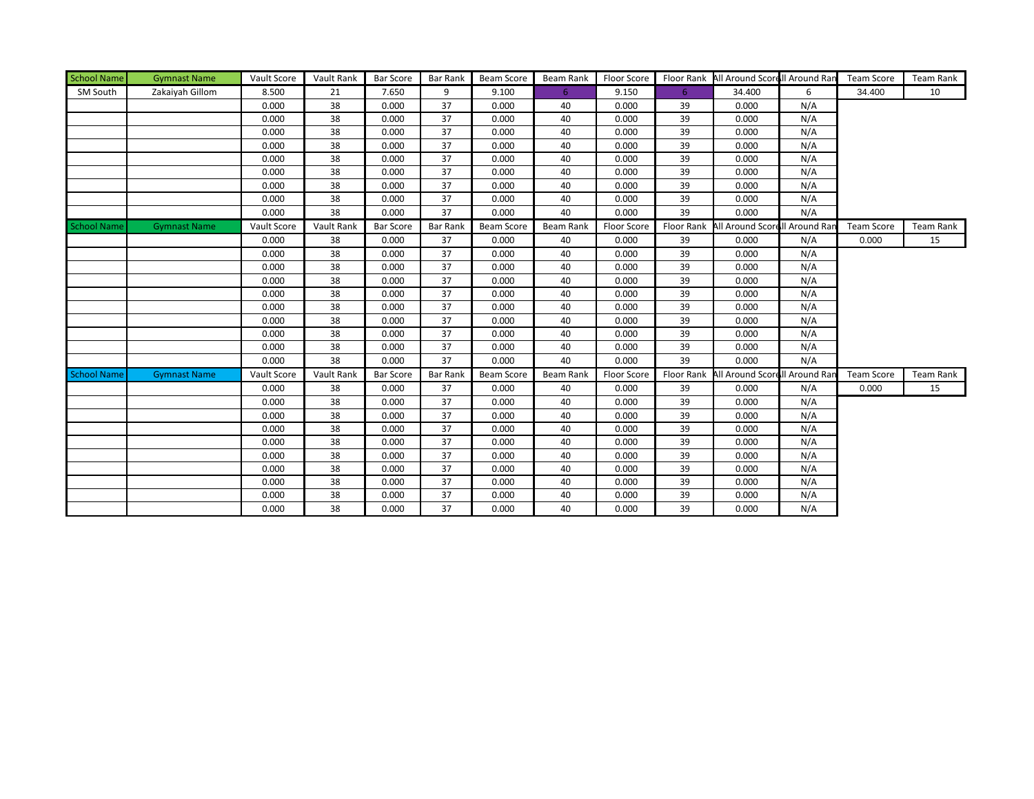| School Name | Gymnast Name | Vault Score | Vault Rank | Bar Score | Bar Rank | Beam Score | Beam Rank | Floor Score | Floor Rank | All Around Score | All Around Rank | Team Score | Team Rank |
|---|---|---|---|---|---|---|---|---|---|---|---|---|---|
| SM South | Zakaiyah Gillom | 8.500 | 21 | 7.650 | 9 | 9.100 | 6 | 9.150 | 6 | 34.400 | 6 | 34.400 | 10 |
| | | 0.000 | 38 | 0.000 | 37 | 0.000 | 40 | 0.000 | 39 | 0.000 | N/A | | |
| | | 0.000 | 38 | 0.000 | 37 | 0.000 | 40 | 0.000 | 39 | 0.000 | N/A | | |
| | | 0.000 | 38 | 0.000 | 37 | 0.000 | 40 | 0.000 | 39 | 0.000 | N/A | | |
| | | 0.000 | 38 | 0.000 | 37 | 0.000 | 40 | 0.000 | 39 | 0.000 | N/A | | |
| | | 0.000 | 38 | 0.000 | 37 | 0.000 | 40 | 0.000 | 39 | 0.000 | N/A | | |
| | | 0.000 | 38 | 0.000 | 37 | 0.000 | 40 | 0.000 | 39 | 0.000 | N/A | | |
| | | 0.000 | 38 | 0.000 | 37 | 0.000 | 40 | 0.000 | 39 | 0.000 | N/A | | |
| | | 0.000 | 38 | 0.000 | 37 | 0.000 | 40 | 0.000 | 39 | 0.000 | N/A | | |
| | | 0.000 | 38 | 0.000 | 37 | 0.000 | 40 | 0.000 | 39 | 0.000 | N/A | | |

| School Name | Gymnast Name | Vault Score | Vault Rank | Bar Score | Bar Rank | Beam Score | Beam Rank | Floor Score | Floor Rank | All Around Score | All Around Rank | Team Score | Team Rank |
|---|---|---|---|---|---|---|---|---|---|---|---|---|---|
| | | 0.000 | 38 | 0.000 | 37 | 0.000 | 40 | 0.000 | 39 | 0.000 | N/A | 0.000 | 15 |
| | | 0.000 | 38 | 0.000 | 37 | 0.000 | 40 | 0.000 | 39 | 0.000 | N/A | | |
| | | 0.000 | 38 | 0.000 | 37 | 0.000 | 40 | 0.000 | 39 | 0.000 | N/A | | |
| | | 0.000 | 38 | 0.000 | 37 | 0.000 | 40 | 0.000 | 39 | 0.000 | N/A | | |
| | | 0.000 | 38 | 0.000 | 37 | 0.000 | 40 | 0.000 | 39 | 0.000 | N/A | | |
| | | 0.000 | 38 | 0.000 | 37 | 0.000 | 40 | 0.000 | 39 | 0.000 | N/A | | |
| | | 0.000 | 38 | 0.000 | 37 | 0.000 | 40 | 0.000 | 39 | 0.000 | N/A | | |
| | | 0.000 | 38 | 0.000 | 37 | 0.000 | 40 | 0.000 | 39 | 0.000 | N/A | | |
| | | 0.000 | 38 | 0.000 | 37 | 0.000 | 40 | 0.000 | 39 | 0.000 | N/A | | |
| | | 0.000 | 38 | 0.000 | 37 | 0.000 | 40 | 0.000 | 39 | 0.000 | N/A | | |

| School Name | Gymnast Name | Vault Score | Vault Rank | Bar Score | Bar Rank | Beam Score | Beam Rank | Floor Score | Floor Rank | All Around Score | All Around Rank | Team Score | Team Rank |
|---|---|---|---|---|---|---|---|---|---|---|---|---|---|
| | | 0.000 | 38 | 0.000 | 37 | 0.000 | 40 | 0.000 | 39 | 0.000 | N/A | 0.000 | 15 |
| | | 0.000 | 38 | 0.000 | 37 | 0.000 | 40 | 0.000 | 39 | 0.000 | N/A | | |
| | | 0.000 | 38 | 0.000 | 37 | 0.000 | 40 | 0.000 | 39 | 0.000 | N/A | | |
| | | 0.000 | 38 | 0.000 | 37 | 0.000 | 40 | 0.000 | 39 | 0.000 | N/A | | |
| | | 0.000 | 38 | 0.000 | 37 | 0.000 | 40 | 0.000 | 39 | 0.000 | N/A | | |
| | | 0.000 | 38 | 0.000 | 37 | 0.000 | 40 | 0.000 | 39 | 0.000 | N/A | | |
| | | 0.000 | 38 | 0.000 | 37 | 0.000 | 40 | 0.000 | 39 | 0.000 | N/A | | |
| | | 0.000 | 38 | 0.000 | 37 | 0.000 | 40 | 0.000 | 39 | 0.000 | N/A | | |
| | | 0.000 | 38 | 0.000 | 37 | 0.000 | 40 | 0.000 | 39 | 0.000 | N/A | | |
| | | 0.000 | 38 | 0.000 | 37 | 0.000 | 40 | 0.000 | 39 | 0.000 | N/A | | |